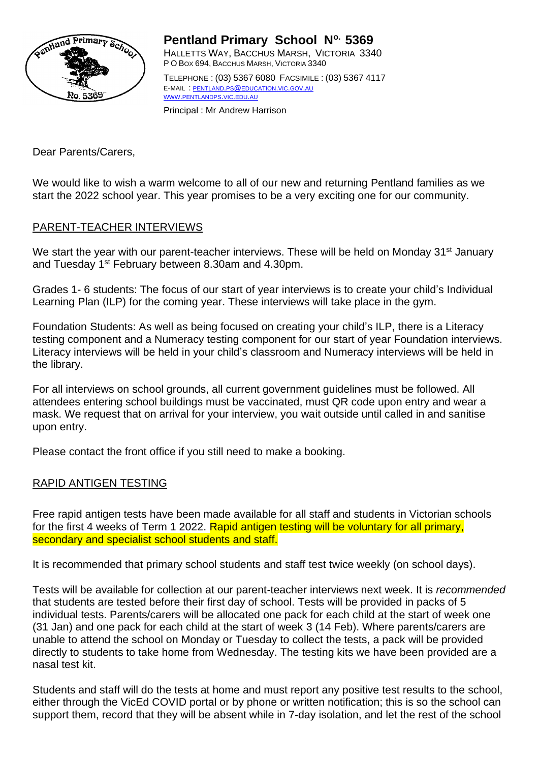# Pentland Primary School N°. 5369

HALLETTS WAY, BACCHUS MARSH, VICTORIA 3340
P O BOX 694, BACCHUS MARSH, VICTORIA 3340

TELEPHONE : (03) 5367 6080 FACSIMILE : (03) 5367 4117
E-MAIL : PENTLAND.PS@EDUCATION.VIC.GOV.AU
WWW.PENTLANDPS.VIC.EDU.AU

Principal : Mr Andrew Harrison

Dear Parents/Carers,

We would like to wish a warm welcome to all of our new and returning Pentland families as we start the 2022 school year. This year promises to be a very exciting one for our community.

## PARENT-TEACHER INTERVIEWS

We start the year with our parent-teacher interviews. These will be held on Monday 31st January and Tuesday 1st February between 8.30am and 4.30pm.

Grades 1- 6 students: The focus of our start of year interviews is to create your child's Individual Learning Plan (ILP) for the coming year. These interviews will take place in the gym.

Foundation Students: As well as being focused on creating your child's ILP, there is a Literacy testing component and a Numeracy testing component for our start of year Foundation interviews. Literacy interviews will be held in your child's classroom and Numeracy interviews will be held in the library.

For all interviews on school grounds, all current government guidelines must be followed. All attendees entering school buildings must be vaccinated, must QR code upon entry and wear a mask. We request that on arrival for your interview, you wait outside until called in and sanitise upon entry.

Please contact the front office if you still need to make a booking.

## RAPID ANTIGEN TESTING

Free rapid antigen tests have been made available for all staff and students in Victorian schools for the first 4 weeks of Term 1 2022. Rapid antigen testing will be voluntary for all primary, secondary and specialist school students and staff.

It is recommended that primary school students and staff test twice weekly (on school days).

Tests will be available for collection at our parent-teacher interviews next week. It is *recommended* that students are tested before their first day of school. Tests will be provided in packs of 5 individual tests. Parents/carers will be allocated one pack for each child at the start of week one (31 Jan) and one pack for each child at the start of week 3 (14 Feb). Where parents/carers are unable to attend the school on Monday or Tuesday to collect the tests, a pack will be provided directly to students to take home from Wednesday. The testing kits we have been provided are a nasal test kit.

Students and staff will do the tests at home and must report any positive test results to the school, either through the VicEd COVID portal or by phone or written notification; this is so the school can support them, record that they will be absent while in 7-day isolation, and let the rest of the school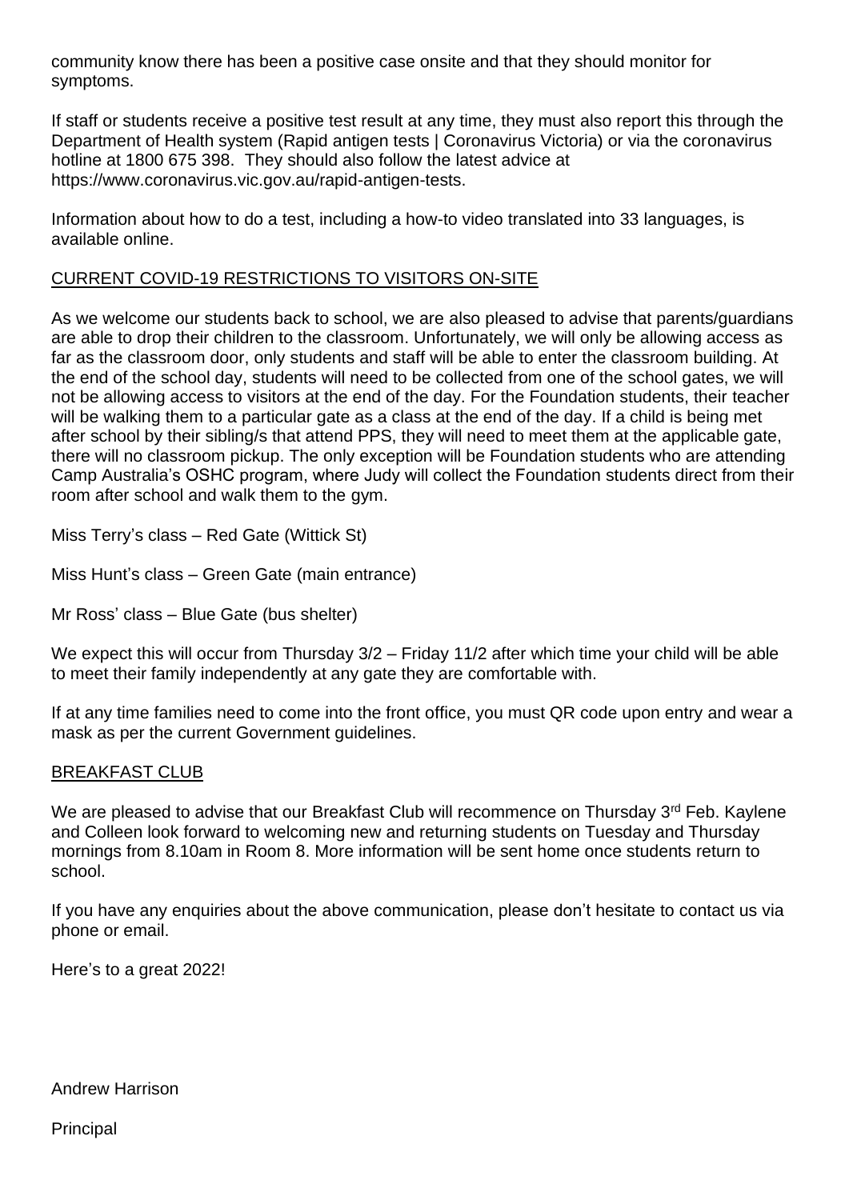community know there has been a positive case onsite and that they should monitor for symptoms.

If staff or students receive a positive test result at any time, they must also report this through the Department of Health system (Rapid antigen tests | Coronavirus Victoria) or via the coronavirus hotline at 1800 675 398. They should also follow the latest advice at https://www.coronavirus.vic.gov.au/rapid-antigen-tests.

Information about how to do a test, including a how-to video translated into 33 languages, is available online.

## CURRENT COVID-19 RESTRICTIONS TO VISITORS ON-SITE

As we welcome our students back to school, we are also pleased to advise that parents/guardians are able to drop their children to the classroom. Unfortunately, we will only be allowing access as far as the classroom door, only students and staff will be able to enter the classroom building. At the end of the school day, students will need to be collected from one of the school gates, we will not be allowing access to visitors at the end of the day. For the Foundation students, their teacher will be walking them to a particular gate as a class at the end of the day. If a child is being met after school by their sibling/s that attend PPS, they will need to meet them at the applicable gate, there will no classroom pickup. The only exception will be Foundation students who are attending Camp Australia's OSHC program, where Judy will collect the Foundation students direct from their room after school and walk them to the gym.

Miss Terry's class – Red Gate (Wittick St)

Miss Hunt's class – Green Gate (main entrance)

Mr Ross' class – Blue Gate (bus shelter)

We expect this will occur from Thursday 3/2 – Friday 11/2 after which time your child will be able to meet their family independently at any gate they are comfortable with.

If at any time families need to come into the front office, you must QR code upon entry and wear a mask as per the current Government guidelines.

## BREAKFAST CLUB

We are pleased to advise that our Breakfast Club will recommence on Thursday 3rd Feb. Kaylene and Colleen look forward to welcoming new and returning students on Tuesday and Thursday mornings from 8.10am in Room 8. More information will be sent home once students return to school.

If you have any enquiries about the above communication, please don't hesitate to contact us via phone or email.

Here's to a great 2022!

Andrew Harrison

Principal